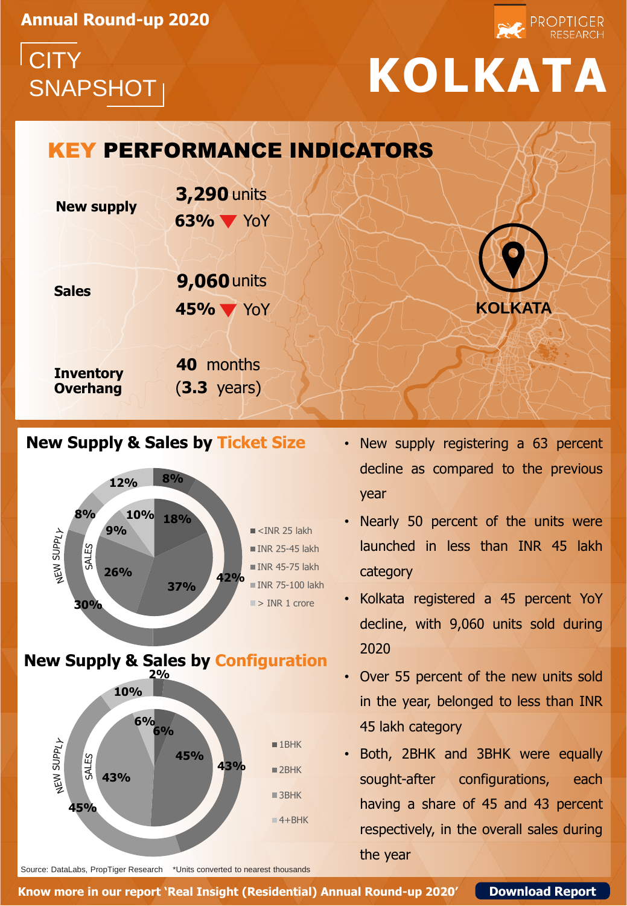Annual Round-up 2020

PROPTIGER RESEARCH

CITY SNAPSHOT

# KOLKATA

## KEY PERFORMANCE INDICATORS

| Indicator | Value |
|---|---|
| New supply | **3,290** units<br>**63%** ▼ YoY |
| Sales | **9,060** units<br>**45%** ▼ YoY |
| Inventory Overhang | **40** months<br>(**3.3** years) |

KOLKATA

## New Supply & Sales by Ticket Size

| Ticket Size | New Supply | Sales |
|---|---|---|
| <INR 25 lakh | 30% | 26% |
| INR 25-45 lakh | 42% | 37% |
| INR 45-75 lakh | 8% | 18% |
| INR 75-100 lakh | 12% | 10% |
| > INR 1 crore | 8% | 9% |

## New Supply & Sales by Configuration

| Configuration | New Supply | Sales |
|---|---|---|
| 1BHK | 2% | 6% |
| 2BHK | 43% | 45% |
| 3BHK | 45% | 43% |
| 4+BHK | 10% | 6% |

- New supply registering a 63 percent decline as compared to the previous year
- Nearly 50 percent of the units were launched in less than INR 45 lakh category
- Kolkata registered a 45 percent YoY decline, with 9,060 units sold during 2020
- Over 55 percent of the new units sold in the year, belonged to less than INR 45 lakh category
- Both, 2BHK and 3BHK were equally sought-after configurations, each having a share of 45 and 43 percent respectively, in the overall sales during the year

Source: DataLabs, PropTiger Research *Units converted to nearest thousands

**Know more in our report 'Real Insight (Residential) Annual Round-up 2020'** **Download Report**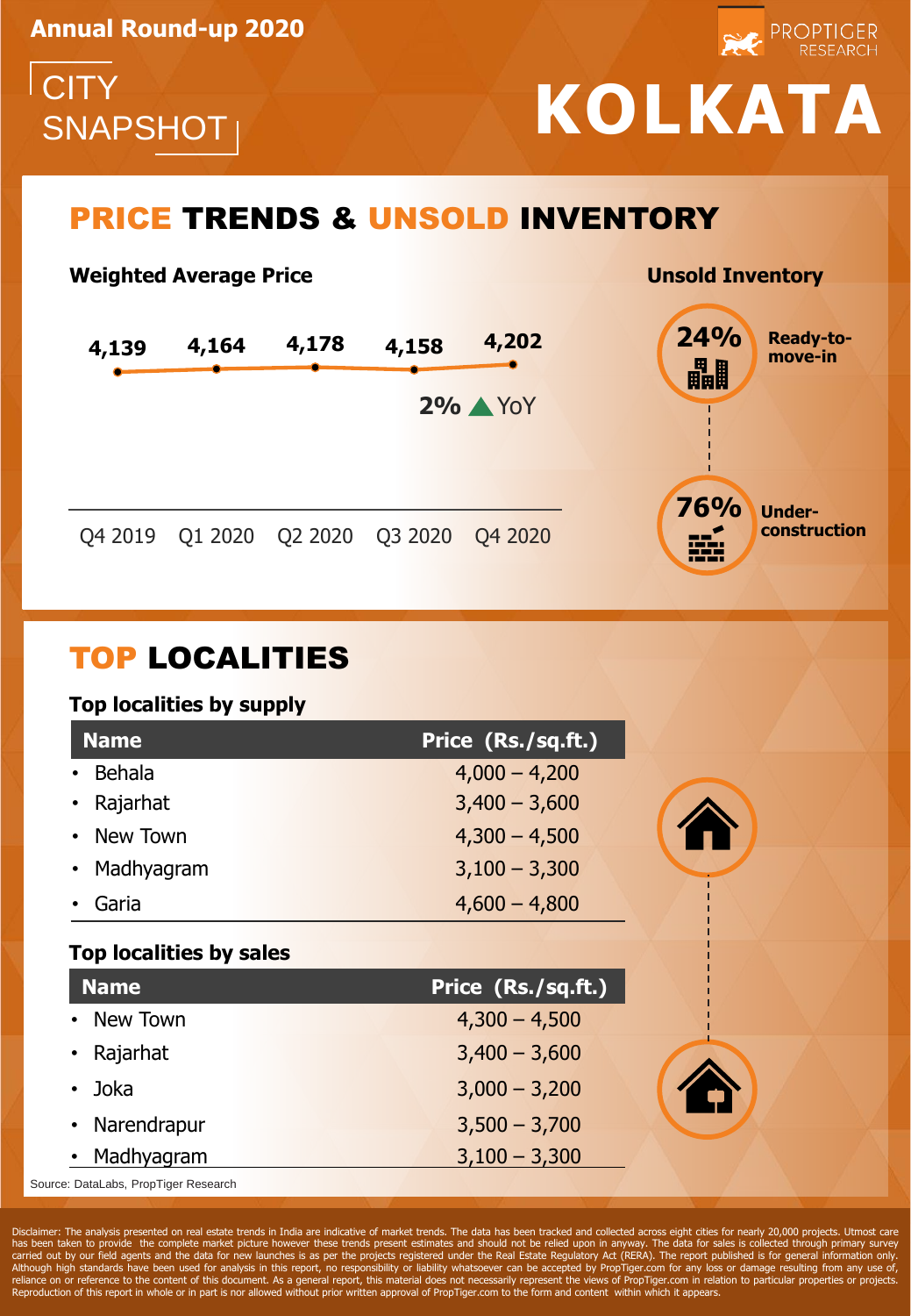Annual Round-up 2020

CITY SNAPSHOT

# KOLKATA

## PRICE TRENDS & UNSOLD INVENTORY

### Weighted Average Price

4,139
4,164
4,178
4,158
4,202

2% ▲ YoY

Q4 2019
Q1 2020
Q2 2020
Q3 2020
Q4 2020

### Unsold Inventory

24% Ready-to-move-in

76% Under-construction

## TOP LOCALITIES

### Top localities by supply

| Name | Price (Rs./sq.ft.) |
|---|---|
| Behala | 4,000 – 4,200 |
| Rajarhat | 3,400 – 3,600 |
| New Town | 4,300 – 4,500 |
| Madhyagram | 3,100 – 3,300 |
| Garia | 4,600 – 4,800 |

### Top localities by sales

| Name | Price (Rs./sq.ft.) |
|---|---|
| New Town | 4,300 – 4,500 |
| Rajarhat | 3,400 – 3,600 |
| Joka | 3,000 – 3,200 |
| Narendrapur | 3,500 – 3,700 |
| Madhyagram | 3,100 – 3,300 |

Source: DataLabs, PropTiger Research

Disclaimer: The analysis presented on real estate trends in India are indicative of market trends. The data has been tracked and collected across eight cities for nearly 20,000 projects. Utmost care has been taken to provide the complete market picture however these trends present estimates and should not be relied upon in anyway. The data for sales is collected through primary survey carried out by our field agents and the data for new launches is as per the projects registered under the Real Estate Regulatory Act (RERA). The report published is for general information only. Although high standards have been used for analysis in this report, no responsibility or liability whatsoever can be accepted by PropTiger.com for any loss or damage resulting from any use of, reliance on or reference to the content of this document. As a general report, this material does not necessarily represent the views of PropTiger.com in relation to particular properties or projects. Reproduction of this report in whole or in part is nor allowed without prior written approval of PropTiger.com to the form and content within which it appears.